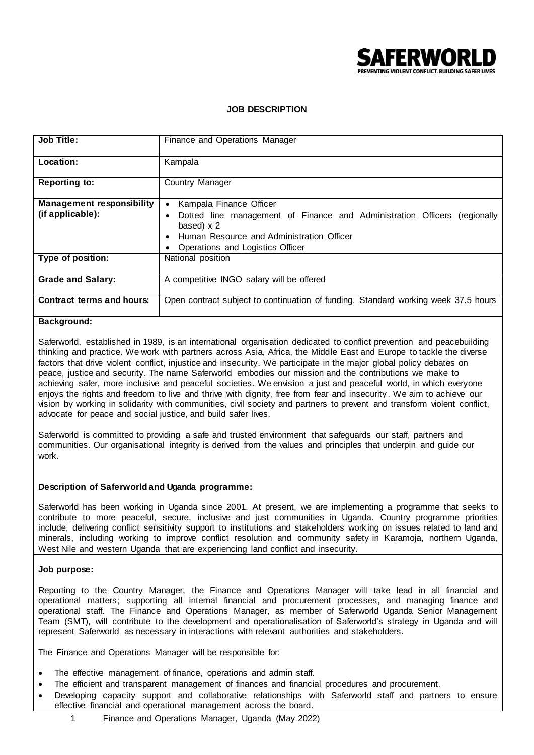SAFERWORLD
PREVENTING VIOLENT CONFLICT. BUILDING SAFER LIVES

**JOB DESCRIPTION**

| **Job Title:** | Finance and Operations Manager |
|---|---|
| **Location:** | Kampala |
| **Reporting to:** | Country Manager |
| **Management responsibility (if applicable):** | • Kampala Finance Officer<br>• Dotted line management of Finance and Administration Officers (regionally based) x 2<br>• Human Resource and Administration Officer<br>• Operations and Logistics Officer |
| **Type of position:** | National position |
| **Grade and Salary:** | A competitive INGO salary will be offered |
| **Contract terms and hours:** | Open contract subject to continuation of funding. Standard working week 37.5 hours |

**Background:**

Saferworld, established in 1989, is an international organisation dedicated to conflict prevention and peacebuilding thinking and practice. We work with partners across Asia, Africa, the Middle East and Europe to tackle the diverse factors that drive violent conflict, injustice and insecurity. We participate in the major global policy debates on peace, justice and security. The name Saferworld embodies our mission and the contributions we make to achieving safer, more inclusive and peaceful societies. We envision a just and peaceful world, in which everyone enjoys the rights and freedom to live and thrive with dignity, free from fear and insecurity. We aim to achieve our vision by working in solidarity with communities, civil society and partners to prevent and transform violent conflict, advocate for peace and social justice, and build safer lives.

Saferworld is committed to providing a safe and trusted environment that safeguards our staff, partners and communities. Our organisational integrity is derived from the values and principles that underpin and guide our work.

**Description of Saferworld and Uganda programme:**

Saferworld has been working in Uganda since 2001. At present, we are implementing a programme that seeks to contribute to more peaceful, secure, inclusive and just communities in Uganda. Country programme priorities include, delivering conflict sensitivity support to institutions and stakeholders working on issues related to land and minerals, including working to improve conflict resolution and community safety in Karamoja, northern Uganda, West Nile and western Uganda that are experiencing land conflict and insecurity.

**Job purpose:**

Reporting to the Country Manager, the Finance and Operations Manager will take lead in all financial and operational matters; supporting all internal financial and procurement processes, and managing finance and operational staff. The Finance and Operations Manager, as member of Saferworld Uganda Senior Management Team (SMT), will contribute to the development and operationalisation of Saferworld's strategy in Uganda and will represent Saferworld as necessary in interactions with relevant authorities and stakeholders.

The Finance and Operations Manager will be responsible for:

- The effective management of finance, operations and admin staff.
- The efficient and transparent management of finances and financial procedures and procurement.
- Developing capacity support and collaborative relationships with Saferworld staff and partners to ensure effective financial and operational management across the board.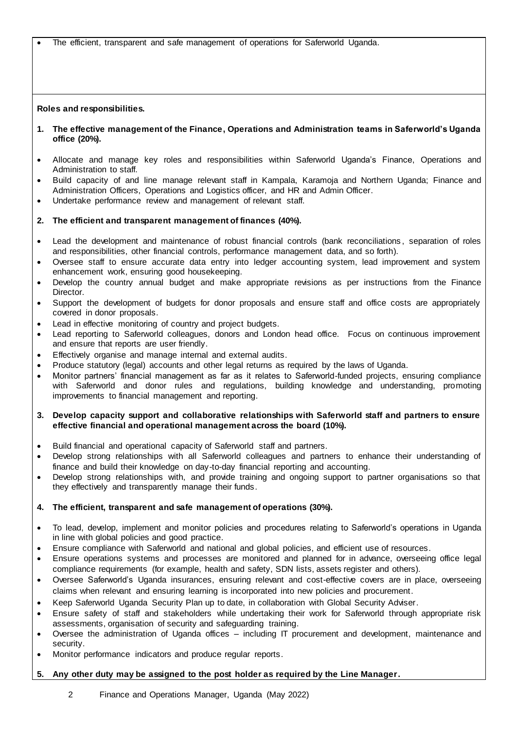- The efficient, transparent and safe management of operations for Saferworld Uganda.

**Roles and responsibilities.**

1. **The effective management of the Finance, Operations and Administration teams in Saferworld's Uganda office (20%).**

- Allocate and manage key roles and responsibilities within Saferworld Uganda's Finance, Operations and Administration to staff.
- Build capacity of and line manage relevant staff in Kampala, Karamoja and Northern Uganda; Finance and Administration Officers, Operations and Logistics officer, and HR and Admin Officer.
- Undertake performance review and management of relevant staff.

2. **The efficient and transparent management of finances (40%).**

- Lead the development and maintenance of robust financial controls (bank reconciliations, separation of roles and responsibilities, other financial controls, performance management data, and so forth).
- Oversee staff to ensure accurate data entry into ledger accounting system, lead improvement and system enhancement work, ensuring good housekeeping.
- Develop the country annual budget and make appropriate revisions as per instructions from the Finance Director.
- Support the development of budgets for donor proposals and ensure staff and office costs are appropriately covered in donor proposals.
- Lead in effective monitoring of country and project budgets.
- Lead reporting to Saferworld colleagues, donors and London head office. Focus on continuous improvement and ensure that reports are user friendly.
- Effectively organise and manage internal and external audits.
- Produce statutory (legal) accounts and other legal returns as required by the laws of Uganda.
- Monitor partners' financial management as far as it relates to Saferworld-funded projects, ensuring compliance with Saferworld and donor rules and regulations, building knowledge and understanding, promoting improvements to financial management and reporting.

3. **Develop capacity support and collaborative relationships with Saferworld staff and partners to ensure effective financial and operational management across the board (10%).**

- Build financial and operational capacity of Saferworld staff and partners.
- Develop strong relationships with all Saferworld colleagues and partners to enhance their understanding of finance and build their knowledge on day-to-day financial reporting and accounting.
- Develop strong relationships with, and provide training and ongoing support to partner organisations so that they effectively and transparently manage their funds.

4. **The efficient, transparent and safe management of operations (30%).**

- To lead, develop, implement and monitor policies and procedures relating to Saferworld's operations in Uganda in line with global policies and good practice.
- Ensure compliance with Saferworld and national and global policies, and efficient use of resources.
- Ensure operations systems and processes are monitored and planned for in advance, overseeing office legal compliance requirements (for example, health and safety, SDN lists, assets register and others).
- Oversee Saferworld's Uganda insurances, ensuring relevant and cost-effective covers are in place, overseeing claims when relevant and ensuring learning is incorporated into new policies and procurement.
- Keep Saferworld Uganda Security Plan up to date, in collaboration with Global Security Adviser.
- Ensure safety of staff and stakeholders while undertaking their work for Saferworld through appropriate risk assessments, organisation of security and safeguarding training.
- Oversee the administration of Uganda offices – including IT procurement and development, maintenance and security.
- Monitor performance indicators and produce regular reports.

5. **Any other duty may be assigned to the post holder as required by the Line Manager.**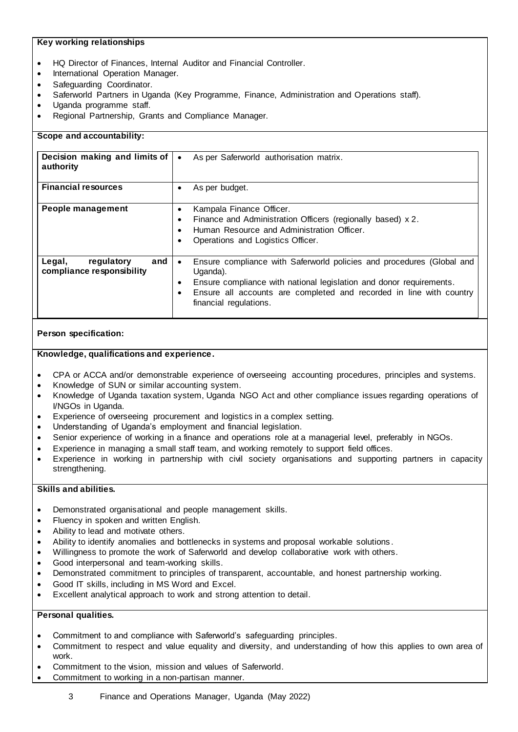**Key working relationships**

- HQ Director of Finances, Internal Auditor and Financial Controller.
- International Operation Manager.
- Safeguarding Coordinator.
- Saferworld Partners in Uganda (Key Programme, Finance, Administration and Operations staff).
- Uganda programme staff.
- Regional Partnership, Grants and Compliance Manager.

**Scope and accountability:**

| | |
|---|---|
| **Decision making and limits of authority** | • As per Saferworld authorisation matrix. |
| **Financial resources** | • As per budget. |
| **People management** | • Kampala Finance Officer.<br>• Finance and Administration Officers (regionally based) x 2.<br>• Human Resource and Administration Officer.<br>• Operations and Logistics Officer. |
| **Legal, regulatory and compliance responsibility** | • Ensure compliance with Saferworld policies and procedures (Global and Uganda).<br>• Ensure compliance with national legislation and donor requirements.<br>• Ensure all accounts are completed and recorded in line with country financial regulations. |

**Person specification:**

**Knowledge, qualifications and experience.**

- CPA or ACCA and/or demonstrable experience of overseeing accounting procedures, principles and systems.
- Knowledge of SUN or similar accounting system.
- Knowledge of Uganda taxation system, Uganda NGO Act and other compliance issues regarding operations of I/NGOs in Uganda.
- Experience of overseeing procurement and logistics in a complex setting.
- Understanding of Uganda's employment and financial legislation.
- Senior experience of working in a finance and operations role at a managerial level, preferably in NGOs.
- Experience in managing a small staff team, and working remotely to support field offices.
- Experience in working in partnership with civil society organisations and supporting partners in capacity strengthening.

**Skills and abilities.**

- Demonstrated organisational and people management skills.
- Fluency in spoken and written English.
- Ability to lead and motivate others.
- Ability to identify anomalies and bottlenecks in systems and proposal workable solutions.
- Willingness to promote the work of Saferworld and develop collaborative work with others.
- Good interpersonal and team-working skills.
- Demonstrated commitment to principles of transparent, accountable, and honest partnership working.
- Good IT skills, including in MS Word and Excel.
- Excellent analytical approach to work and strong attention to detail.

**Personal qualities.**

- Commitment to and compliance with Saferworld's safeguarding principles.
- Commitment to respect and value equality and diversity, and understanding of how this applies to own area of work.
- Commitment to the vision, mission and values of Saferworld.
- Commitment to working in a non-partisan manner.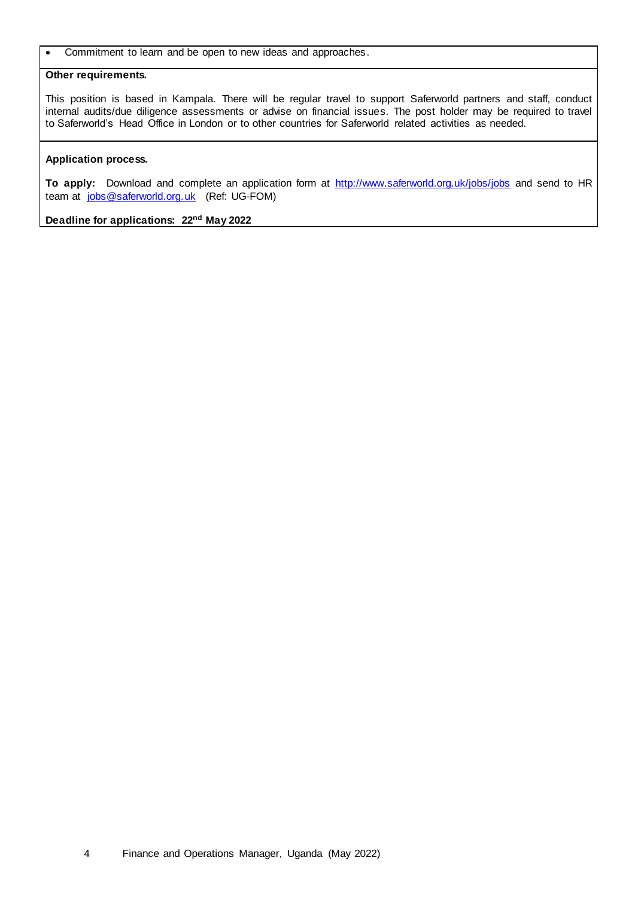- Commitment to learn and be open to new ideas and approaches.

**Other requirements.**

This position is based in Kampala. There will be regular travel to support Saferworld partners and staff, conduct internal audits/due diligence assessments or advise on financial issues. The post holder may be required to travel to Saferworld's Head Office in London or to other countries for Saferworld related activities as needed.

**Application process.**

**To apply:** Download and complete an application form at http://www.saferworld.org.uk/jobs/jobs and send to HR team at jobs@saferworld.org.uk (Ref: UG-FOM)

**Deadline for applications: 22nd May 2022**